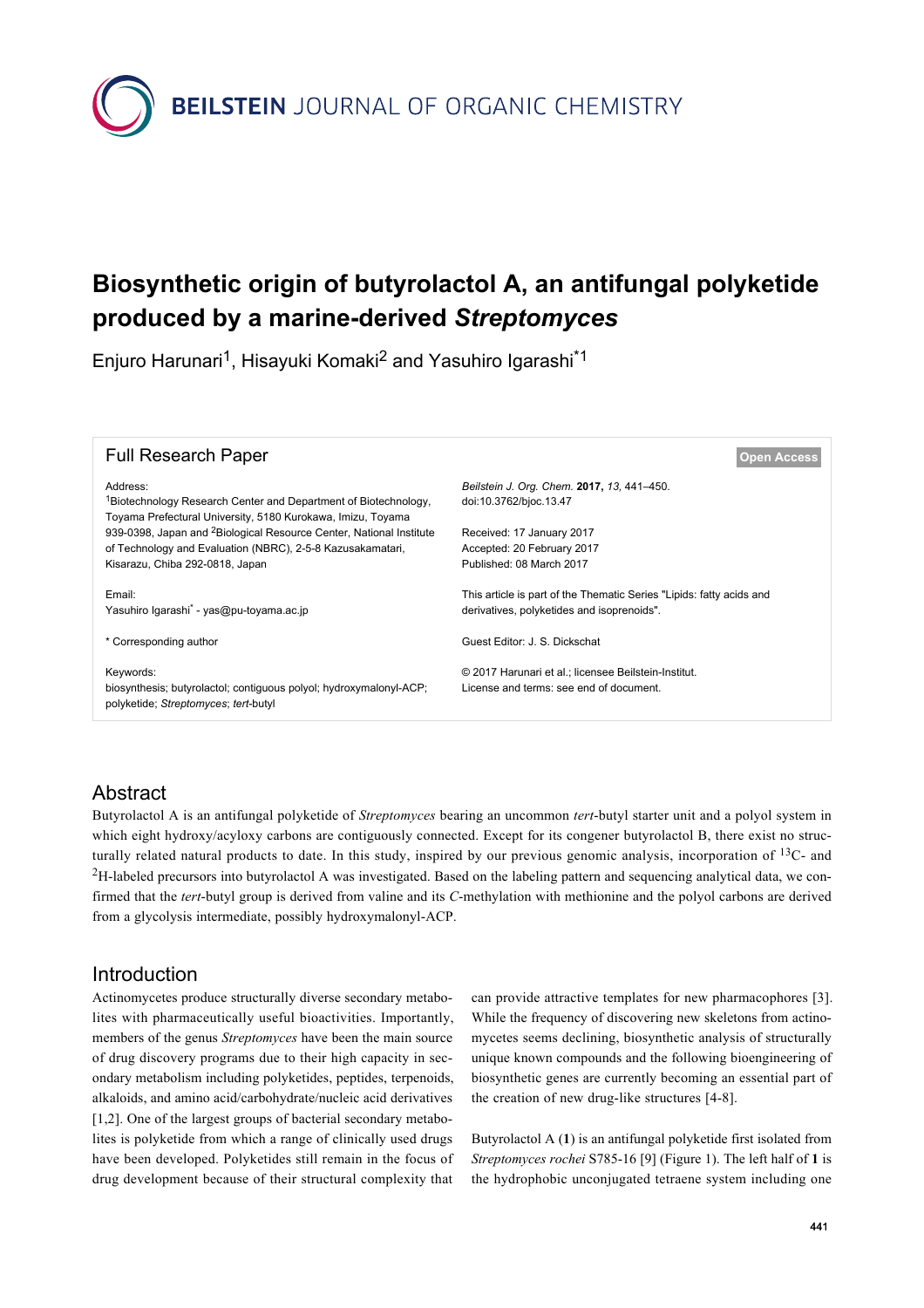# Biosynthetic origin of butyrolactol A, an antifungal polyketide produced by a marine-derived *Streptomyces*

Enjuro Harunari[1], Hisayuki Komaki[2] and Yasuhiro Igarashi[*1]

**Full Research Paper** — Open Access

Address:
[1]Biotechnology Research Center and Department of Biotechnology, Toyama Prefectural University, 5180 Kurokawa, Imizu, Toyama 939-0398, Japan and [2]Biological Resource Center, National Institute of Technology and Evaluation (NBRC), 2-5-8 Kazusakamatari, Kisarazu, Chiba 292-0818, Japan

Email:
Yasuhiro Igarashi* - yas@pu-toyama.ac.jp

\* Corresponding author

Keywords:
biosynthesis; butyrolactol; contiguous polyol; hydroxymalonyl-ACP; polyketide; *Streptomyces*; *tert*-butyl

*Beilstein J. Org. Chem.* **2017,** *13,* 441–450.
doi:10.3762/bjoc.13.47

Received: 17 January 2017
Accepted: 20 February 2017
Published: 08 March 2017

This article is part of the Thematic Series "Lipids: fatty acids and derivatives, polyketides and isoprenoids".

Guest Editor: J. S. Dickschat

© 2017 Harunari et al.; licensee Beilstein-Institut.
License and terms: see end of document.

## Abstract

Butyrolactol A is an antifungal polyketide of *Streptomyces* bearing an uncommon *tert*-butyl starter unit and a polyol system in which eight hydroxy/acyloxy carbons are contiguously connected. Except for its congener butyrolactol B, there exist no structurally related natural products to date. In this study, inspired by our previous genomic analysis, incorporation of $^{13}$C- and $^{2}$H-labeled precursors into butyrolactol A was investigated. Based on the labeling pattern and sequencing analytical data, we confirmed that the *tert*-butyl group is derived from valine and its *C*-methylation with methionine and the polyol carbons are derived from a glycolysis intermediate, possibly hydroxymalonyl-ACP.

## Introduction

Actinomycetes produce structurally diverse secondary metabolites with pharmaceutically useful bioactivities. Importantly, members of the genus *Streptomyces* have been the main source of drug discovery programs due to their high capacity in secondary metabolism including polyketides, peptides, terpenoids, alkaloids, and amino acid/carbohydrate/nucleic acid derivatives [1,2]. One of the largest groups of bacterial secondary metabolites is polyketide from which a range of clinically used drugs have been developed. Polyketides still remain in the focus of drug development because of their structural complexity that can provide attractive templates for new pharmacophores [3]. While the frequency of discovering new skeletons from actinomycetes seems declining, biosynthetic analysis of structurally unique known compounds and the following bioengineering of biosynthetic genes are currently becoming an essential part of the creation of new drug-like structures [4-8].

Butyrolactol A (**1**) is an antifungal polyketide first isolated from *Streptomyces rochei* S785-16 [9] (Figure 1). The left half of **1** is the hydrophobic unconjugated tetraene system including one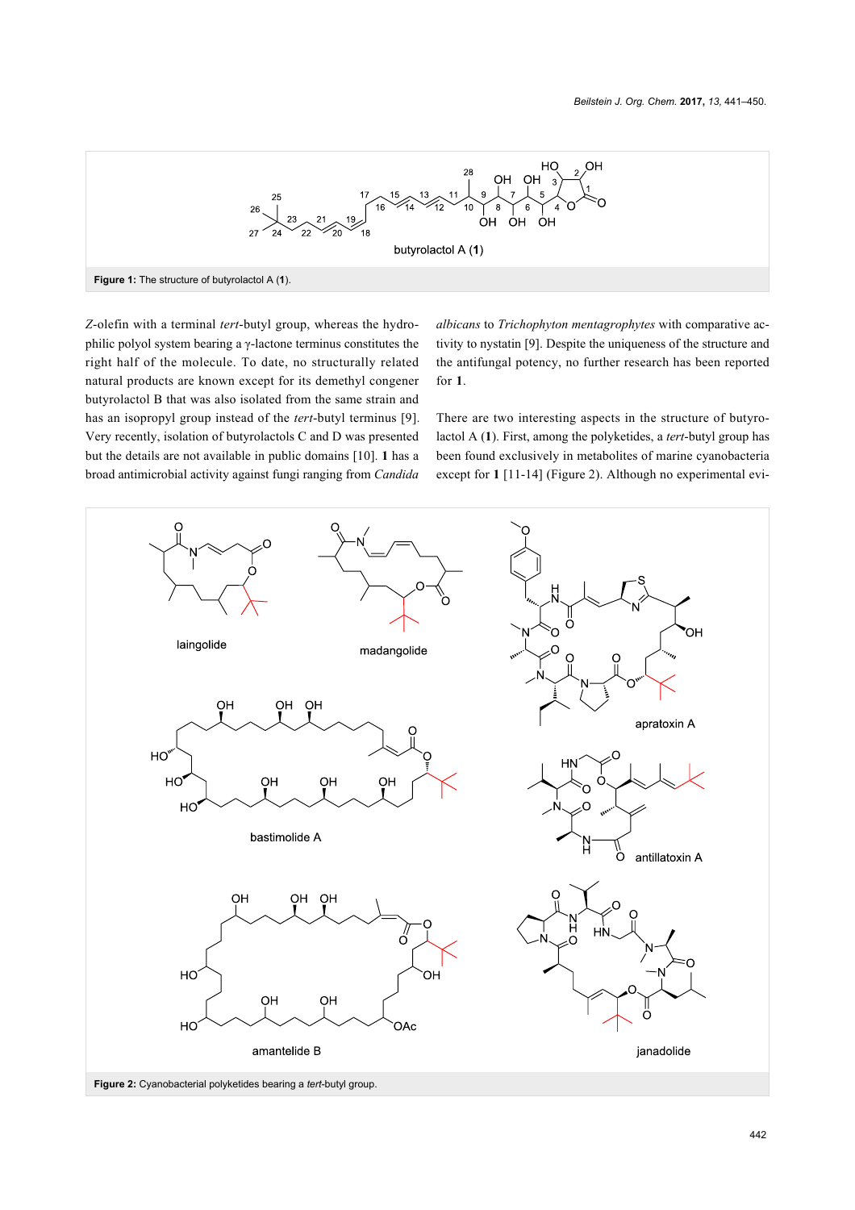Figure 1: The structure of butyrolactol A (1).

Z-olefin with a terminal *tert*-butyl group, whereas the hydrophilic polyol system bearing a γ-lactone terminus constitutes the right half of the molecule. To date, no structurally related natural products are known except for its demethyl congener butyrolactol B that was also isolated from the same strain and has an isopropyl group instead of the *tert*-butyl terminus [9]. Very recently, isolation of butyrolactols C and D was presented but the details are not available in public domains [10]. **1** has a broad antimicrobial activity against fungi ranging from *Candida albicans* to *Trichophyton mentagrophytes* with comparative activity to nystatin [9]. Despite the uniqueness of the structure and the antifungal potency, no further research has been reported for **1**.

There are two interesting aspects in the structure of butyrolactol A (**1**). First, among the polyketides, a *tert*-butyl group has been found exclusively in metabolites of marine cyanobacteria except for **1** [11-14] (Figure 2). Although no experimental evi-

Figure 2: Cyanobacterial polyketides bearing a *tert*-butyl group.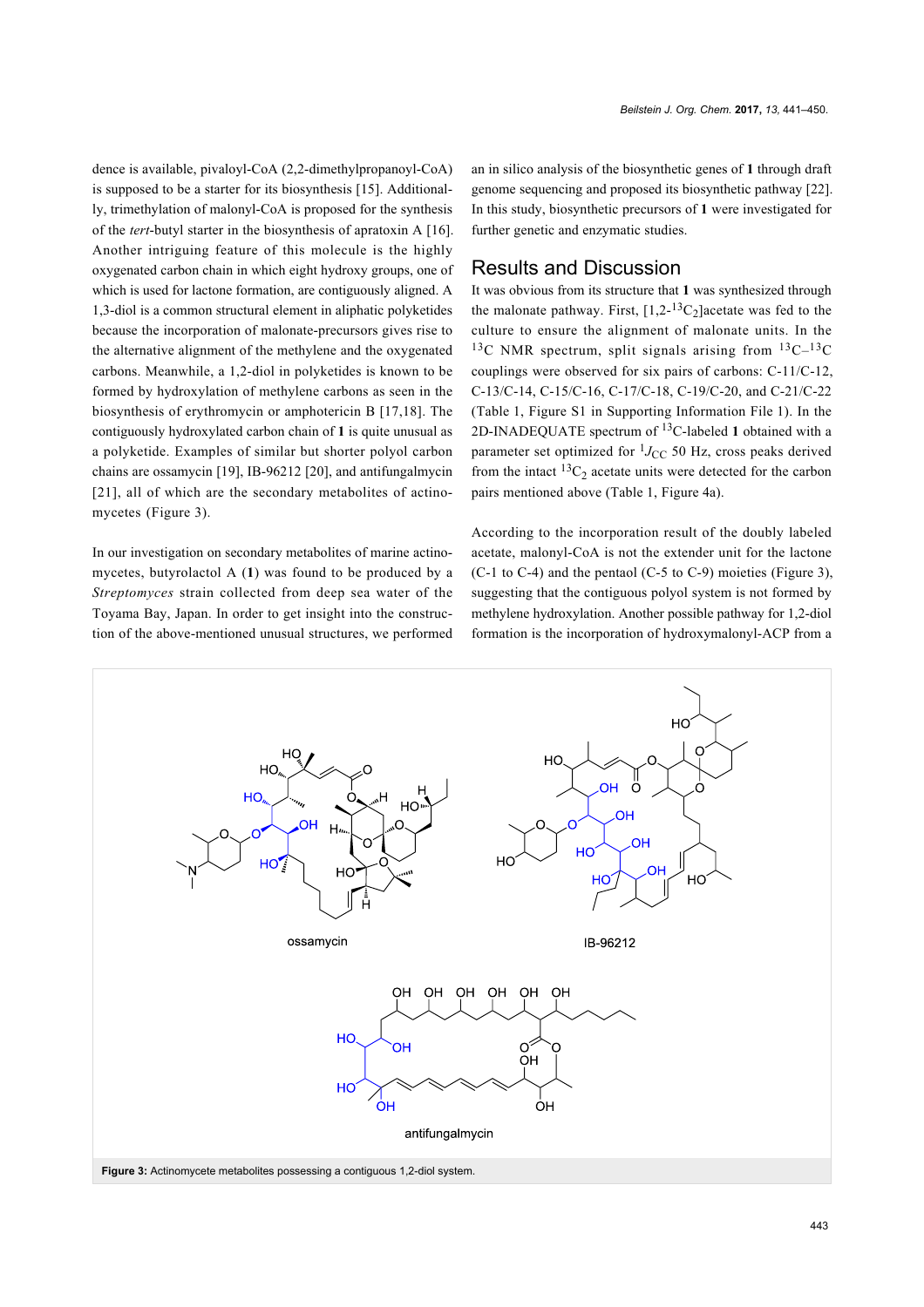dence is available, pivaloyl-CoA (2,2-dimethylpropanoyl-CoA) is supposed to be a starter for its biosynthesis [15]. Additionally, trimethylation of malonyl-CoA is proposed for the synthesis of the *tert*-butyl starter in the biosynthesis of apratoxin A [16]. Another intriguing feature of this molecule is the highly oxygenated carbon chain in which eight hydroxy groups, one of which is used for lactone formation, are contiguously aligned. A 1,3-diol is a common structural element in aliphatic polyketides because the incorporation of malonate-precursors gives rise to the alternative alignment of the methylene and the oxygenated carbons. Meanwhile, a 1,2-diol in polyketides is known to be formed by hydroxylation of methylene carbons as seen in the biosynthesis of erythromycin or amphotericin B [17,18]. The contiguously hydroxylated carbon chain of **1** is quite unusual as a polyketide. Examples of similar but shorter polyol carbon chains are ossamycin [19], IB-96212 [20], and antifungalmycin [21], all of which are the secondary metabolites of actinomycetes (Figure 3).

In our investigation on secondary metabolites of marine actinomycetes, butyrolactol A (**1**) was found to be produced by a *Streptomyces* strain collected from deep sea water of the Toyama Bay, Japan. In order to get insight into the construction of the above-mentioned unusual structures, we performed an in silico analysis of the biosynthetic genes of **1** through draft genome sequencing and proposed its biosynthetic pathway [22]. In this study, biosynthetic precursors of **1** were investigated for further genetic and enzymatic studies.

## Results and Discussion

It was obvious from its structure that **1** was synthesized through the malonate pathway. First, [1,2-$^{13}C_2$]acetate was fed to the culture to ensure the alignment of malonate units. In the $^{13}$C NMR spectrum, split signals arising from $^{13}$C–$^{13}$C couplings were observed for six pairs of carbons: C-11/C-12, C-13/C-14, C-15/C-16, C-17/C-18, C-19/C-20, and C-21/C-22 (Table 1, Figure S1 in Supporting Information File 1). In the 2D-INADEQUATE spectrum of $^{13}$C-labeled **1** obtained with a parameter set optimized for $^{1}J_{CC}$ 50 Hz, cross peaks derived from the intact $^{13}C_2$ acetate units were detected for the carbon pairs mentioned above (Table 1, Figure 4a).

According to the incorporation result of the doubly labeled acetate, malonyl-CoA is not the extender unit for the lactone (C-1 to C-4) and the pentaol (C-5 to C-9) moieties (Figure 3), suggesting that the contiguous polyol system is not formed by methylene hydroxylation. Another possible pathway for 1,2-diol formation is the incorporation of hydroxymalonyl-ACP from a

**Figure 3:** Actinomycete metabolites possessing a contiguous 1,2-diol system.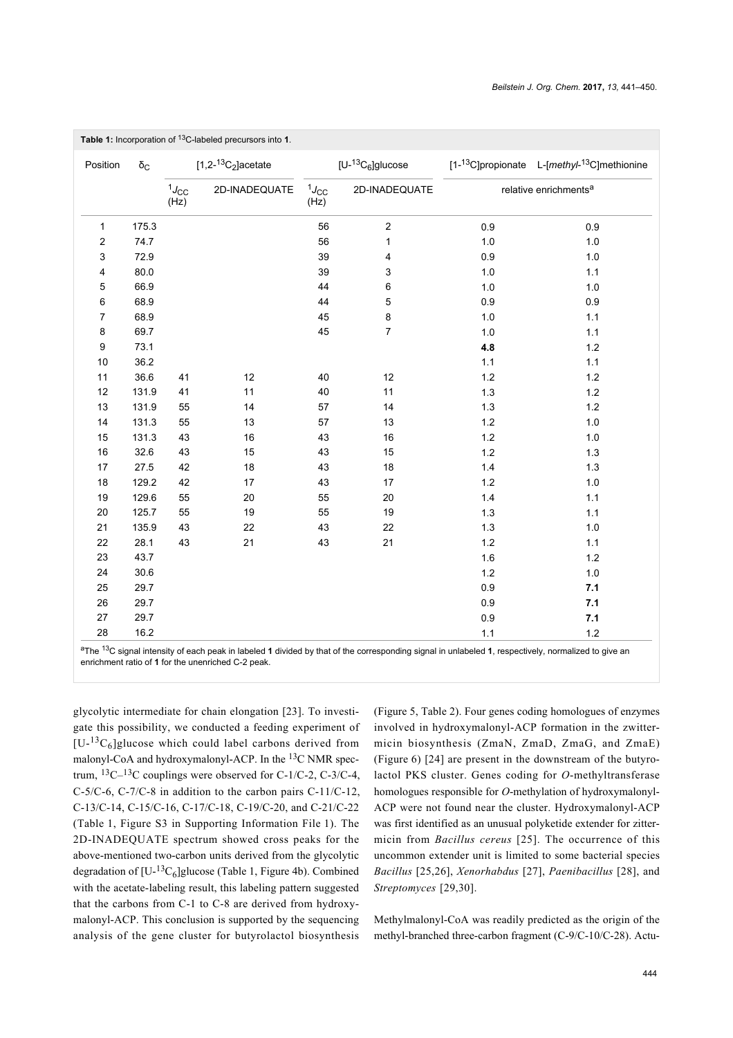**Table 1:** Incorporation of $^{13}$C-labeled precursors into **1**.

| Position | $\delta_C$ | [1,2-$^{13}C_2$]acetate | | [U-$^{13}C_6$]glucose | | [1-$^{13}$C]propionate | L-[*methyl*-$^{13}$C]methionine |
|---|---|---|---|---|---|---|---|
| | | $^1J_{CC}$ (Hz) | 2D-INADEQUATE | $^1J_{CC}$ (Hz) | 2D-INADEQUATE | relative enrichments[a] | |
| 1 | 175.3 | | | 56 | 2 | 0.9 | 0.9 |
| 2 | 74.7 | | | 56 | 1 | 1.0 | 1.0 |
| 3 | 72.9 | | | 39 | 4 | 0.9 | 1.0 |
| 4 | 80.0 | | | 39 | 3 | 1.0 | 1.1 |
| 5 | 66.9 | | | 44 | 6 | 1.0 | 1.0 |
| 6 | 68.9 | | | 44 | 5 | 0.9 | 0.9 |
| 7 | 68.9 | | | 45 | 8 | 1.0 | 1.1 |
| 8 | 69.7 | | | 45 | 7 | 1.0 | 1.1 |
| 9 | 73.1 | | | | | **4.8** | 1.2 |
| 10 | 36.2 | | | | | 1.1 | 1.1 |
| 11 | 36.6 | 41 | 12 | 40 | 12 | 1.2 | 1.2 |
| 12 | 131.9 | 41 | 11 | 40 | 11 | 1.3 | 1.2 |
| 13 | 131.9 | 55 | 14 | 57 | 14 | 1.3 | 1.2 |
| 14 | 131.3 | 55 | 13 | 57 | 13 | 1.2 | 1.0 |
| 15 | 131.3 | 43 | 16 | 43 | 16 | 1.2 | 1.0 |
| 16 | 32.6 | 43 | 15 | 43 | 15 | 1.2 | 1.3 |
| 17 | 27.5 | 42 | 18 | 43 | 18 | 1.4 | 1.3 |
| 18 | 129.2 | 42 | 17 | 43 | 17 | 1.2 | 1.0 |
| 19 | 129.6 | 55 | 20 | 55 | 20 | 1.4 | 1.1 |
| 20 | 125.7 | 55 | 19 | 55 | 19 | 1.3 | 1.1 |
| 21 | 135.9 | 43 | 22 | 43 | 22 | 1.3 | 1.0 |
| 22 | 28.1 | 43 | 21 | 43 | 21 | 1.2 | 1.1 |
| 23 | 43.7 | | | | | 1.6 | 1.2 |
| 24 | 30.6 | | | | | 1.2 | 1.0 |
| 25 | 29.7 | | | | | 0.9 | **7.1** |
| 26 | 29.7 | | | | | 0.9 | **7.1** |
| 27 | 29.7 | | | | | 0.9 | **7.1** |
| 28 | 16.2 | | | | | 1.1 | 1.2 |

[a]The $^{13}$C signal intensity of each peak in labeled **1** divided by that of the corresponding signal in unlabeled **1**, respectively, normalized to give an enrichment ratio of **1** for the unenriched C-2 peak.

glycolytic intermediate for chain elongation [23]. To investigate this possibility, we conducted a feeding experiment of [U-$^{13}C_6$]glucose which could label carbons derived from malonyl-CoA and hydroxymalonyl-ACP. In the $^{13}$C NMR spectrum, $^{13}$C–$^{13}$C couplings were observed for C-1/C-2, C-3/C-4, C-5/C-6, C-7/C-8 in addition to the carbon pairs C-11/C-12, C-13/C-14, C-15/C-16, C-17/C-18, C-19/C-20, and C-21/C-22 (Table 1, Figure S3 in Supporting Information File 1). The 2D-INADEQUATE spectrum showed cross peaks for the above-mentioned two-carbon units derived from the glycolytic degradation of [U-$^{13}C_6$]glucose (Table 1, Figure 4b). Combined with the acetate-labeling result, this labeling pattern suggested that the carbons from C-1 to C-8 are derived from hydroxymalonyl-ACP. This conclusion is supported by the sequencing analysis of the gene cluster for butyrolactol biosynthesis (Figure 5, Table 2). Four genes coding homologues of enzymes involved in hydroxymalonyl-ACP formation in the zwittermicin biosynthesis (ZmaN, ZmaD, ZmaG, and ZmaE) (Figure 6) [24] are present in the downstream of the butyrolactol PKS cluster. Genes coding for *O*-methyltransferase homologues responsible for *O*-methylation of hydroxymalonyl-ACP were not found near the cluster. Hydroxymalonyl-ACP was first identified as an unusual polyketide extender for zittermicin from *Bacillus cereus* [25]. The occurrence of this uncommon extender unit is limited to some bacterial species *Bacillus* [25,26], *Xenorhabdus* [27], *Paenibacillus* [28], and *Streptomyces* [29,30].

Methylmalonyl-CoA was readily predicted as the origin of the methyl-branched three-carbon fragment (C-9/C-10/C-28). Actu-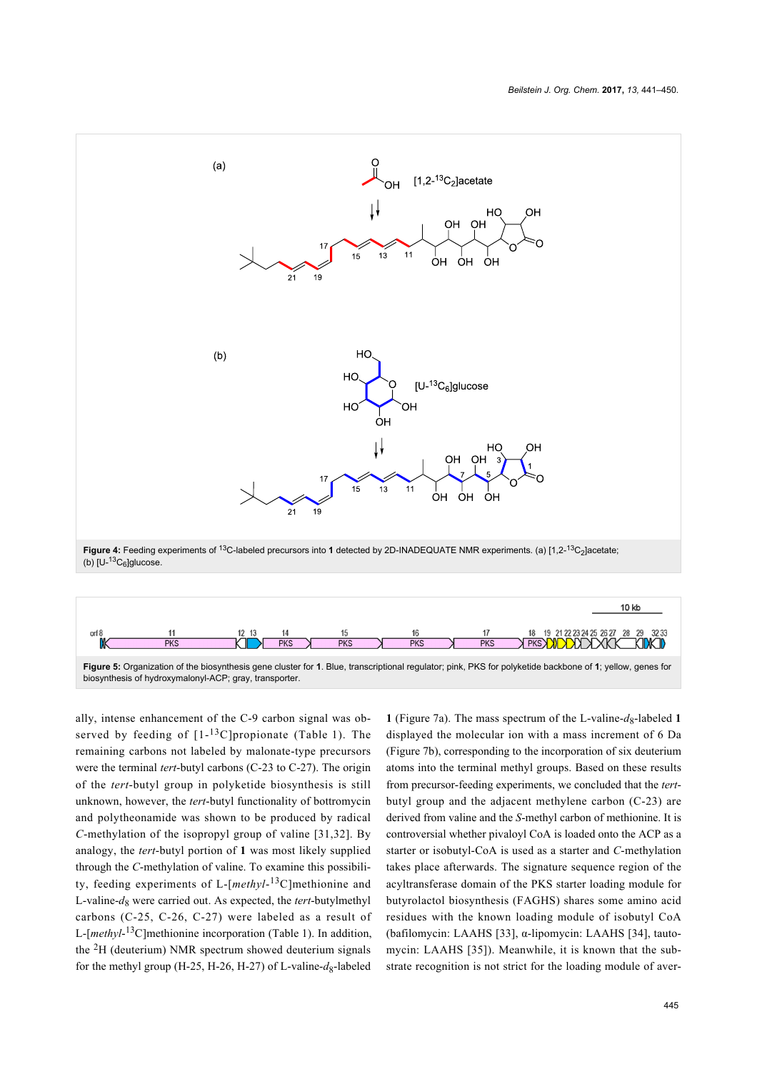Figure 4: Feeding experiments of $^{13}$C-labeled precursors into **1** detected by 2D-INADEQUATE NMR experiments. (a) [1,2-$^{13}C_2$]acetate; (b) [U-$^{13}C_6$]glucose.

**Figure 5:** Organization of the biosynthesis gene cluster for **1**. Blue, transcriptional regulator; pink, PKS for polyketide backbone of **1**; yellow, genes for biosynthesis of hydroxymalonyl-ACP; gray, transporter.

ally, intense enhancement of the C-9 carbon signal was observed by feeding of [1-$^{13}$C]propionate (Table 1). The remaining carbons not labeled by malonate-type precursors were the terminal *tert*-butyl carbons (C-23 to C-27). The origin of the *tert*-butyl group in polyketide biosynthesis is still unknown, however, the *tert*-butyl functionality of bottromycin and polytheonamide was shown to be produced by radical *C*-methylation of the isopropyl group of valine [31,32]. By analogy, the *tert*-butyl portion of **1** was most likely supplied through the *C*-methylation of valine. To examine this possibility, feeding experiments of L-[*methyl*-$^{13}$C]methionine and L-valine-$d_8$ were carried out. As expected, the *tert*-butylmethyl carbons (C-25, C-26, C-27) were labeled as a result of L-[*methyl*-$^{13}$C]methionine incorporation (Table 1). In addition, the $^2$H (deuterium) NMR spectrum showed deuterium signals for the methyl group (H-25, H-26, H-27) of L-valine-$d_8$-labeled **1** (Figure 7a). The mass spectrum of the L-valine-$d_8$-labeled **1** displayed the molecular ion with a mass increment of 6 Da (Figure 7b), corresponding to the incorporation of six deuterium atoms into the terminal methyl groups. Based on these results from precursor-feeding experiments, we concluded that the *tert*-butyl group and the adjacent methylene carbon (C-23) are derived from valine and the *S*-methyl carbon of methionine. It is controversial whether pivaloyl CoA is loaded onto the ACP as a starter or isobutyl-CoA is used as a starter and *C*-methylation takes place afterwards. The signature sequence region of the acyltransferase domain of the PKS starter loading module for butyrolactol biosynthesis (FAGHS) shares some amino acid residues with the known loading module of isobutyl CoA (bafilomycin: LAAHS [33], α-lipomycin: LAAHS [34], tautomycin: LAAHS [35]). Meanwhile, it is known that the substrate recognition is not strict for the loading module of aver-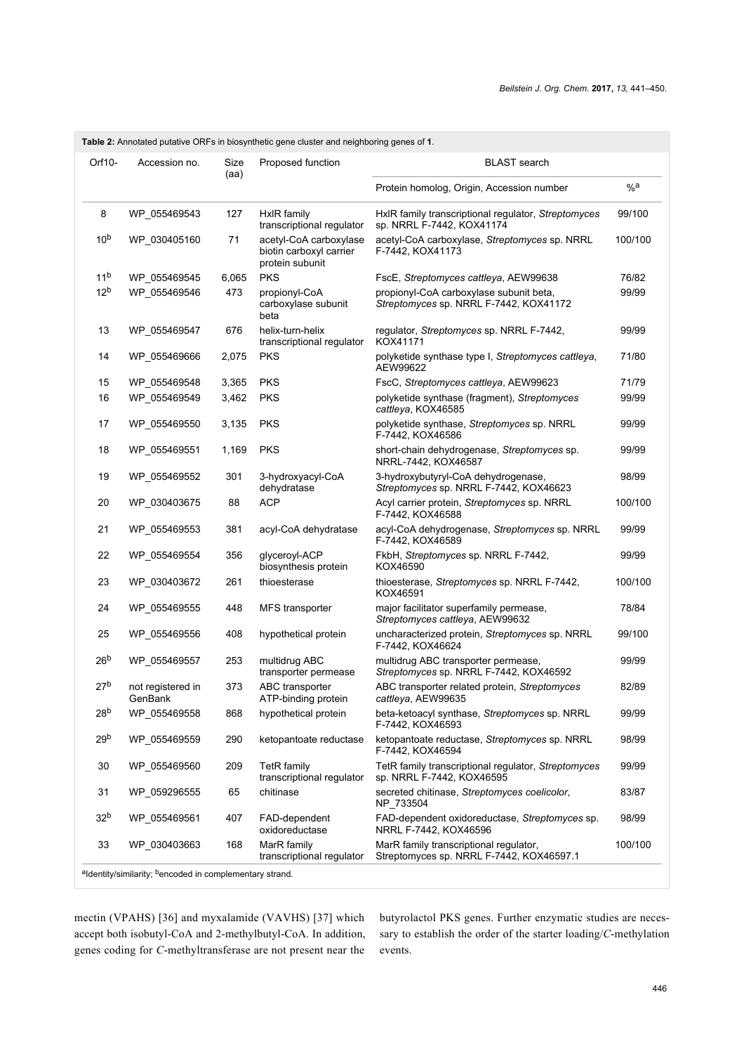**Table 2:** Annotated putative ORFs in biosynthetic gene cluster and neighboring genes of **1**.

| Orf10- | Accession no. | Size (aa) | Proposed function | BLAST search | |
|---|---|---|---|---|---|
| | | | | Protein homolog, Origin, Accession number | %[a] |
| 8 | WP_055469543 | 127 | HxlR family transcriptional regulator | HxlR family transcriptional regulator, *Streptomyces* sp. NRRL F-7442, KOX41174 | 99/100 |
| 10[b] | WP_030405160 | 71 | acetyl-CoA carboxylase biotin carboxyl carrier protein subunit | acetyl-CoA carboxylase, *Streptomyces* sp. NRRL F-7442, KOX41173 | 100/100 |
| 11[b] | WP_055469545 | 6,065 | PKS | FscE, *Streptomyces cattleya*, AEW99638 | 76/82 |
| 12[b] | WP_055469546 | 473 | propionyl-CoA carboxylase subunit beta | propionyl-CoA carboxylase subunit beta, *Streptomyces* sp. NRRL F-7442, KOX41172 | 99/99 |
| 13 | WP_055469547 | 676 | helix-turn-helix transcriptional regulator | regulator, *Streptomyces* sp. NRRL F-7442, KOX41171 | 99/99 |
| 14 | WP_055469666 | 2,075 | PKS | polyketide synthase type I, *Streptomyces cattleya*, AEW99622 | 71/80 |
| 15 | WP_055469548 | 3,365 | PKS | FscC, *Streptomyces cattleya*, AEW99623 | 71/79 |
| 16 | WP_055469549 | 3,462 | PKS | polyketide synthase (fragment), *Streptomyces cattleya*, KOX46585 | 99/99 |
| 17 | WP_055469550 | 3,135 | PKS | polyketide synthase, *Streptomyces* sp. NRRL F-7442, KOX46586 | 99/99 |
| 18 | WP_055469551 | 1,169 | PKS | short-chain dehydrogenase, *Streptomyces* sp. NRRL-7442, KOX46587 | 99/99 |
| 19 | WP_055469552 | 301 | 3-hydroxyacyl-CoA dehydratase | 3-hydroxybutyryl-CoA dehydrogenase, *Streptomyces* sp. NRRL F-7442, KOX46623 | 98/99 |
| 20 | WP_030403675 | 88 | ACP | Acyl carrier protein, *Streptomyces* sp. NRRL F-7442, KOX46588 | 100/100 |
| 21 | WP_055469553 | 381 | acyl-CoA dehydratase | acyl-CoA dehydrogenase, *Streptomyces* sp. NRRL F-7442, KOX46589 | 99/99 |
| 22 | WP_055469554 | 356 | glyceroyl-ACP biosynthesis protein | FkbH, *Streptomyces* sp. NRRL F-7442, KOX46590 | 99/99 |
| 23 | WP_030403672 | 261 | thioesterase | thioesterase, *Streptomyces* sp. NRRL F-7442, KOX46591 | 100/100 |
| 24 | WP_055469555 | 448 | MFS transporter | major facilitator superfamily permease, *Streptomyces cattleya*, AEW99632 | 78/84 |
| 25 | WP_055469556 | 408 | hypothetical protein | uncharacterized protein, *Streptomyces* sp. NRRL F-7442, KOX46624 | 99/100 |
| 26[b] | WP_055469557 | 253 | multidrug ABC transporter permease | multidrug ABC transporter permease, *Streptomyces* sp. NRRL F-7442, KOX46592 | 99/99 |
| 27[b] | not registered in GenBank | 373 | ABC transporter ATP-binding protein | ABC transporter related protein, *Streptomyces cattleya*, AEW99635 | 82/89 |
| 28[b] | WP_055469558 | 868 | hypothetical protein | beta-ketoacyl synthase, *Streptomyces* sp. NRRL F-7442, KOX46593 | 99/99 |
| 29[b] | WP_055469559 | 290 | ketopantoate reductase | ketopantoate reductase, *Streptomyces* sp. NRRL F-7442, KOX46594 | 98/99 |
| 30 | WP_055469560 | 209 | TetR family transcriptional regulator | TetR family transcriptional regulator, *Streptomyces* sp. NRRL F-7442, KOX46595 | 99/99 |
| 31 | WP_059296555 | 65 | chitinase | secreted chitinase, *Streptomyces coelicolor*, NP_733504 | 83/87 |
| 32[b] | WP_055469561 | 407 | FAD-dependent oxidoreductase | FAD-dependent oxidoreductase, *Streptomyces* sp. NRRL F-7442, KOX46596 | 98/99 |
| 33 | WP_030403663 | 168 | MarR family transcriptional regulator | MarR family transcriptional regulator, Streptomyces sp. NRRL F-7442, KOX46597.1 | 100/100 |

[a]Identity/similarity; [b]encoded in complementary strand.

mectin (VPAHS) [36] and myxalamide (VAVHS) [37] which accept both isobutyl-CoA and 2-methylbutyl-CoA. In addition, genes coding for *C*-methyltransferase are not present near the butyrolactol PKS genes. Further enzymatic studies are necessary to establish the order of the starter loading/*C*-methylation events.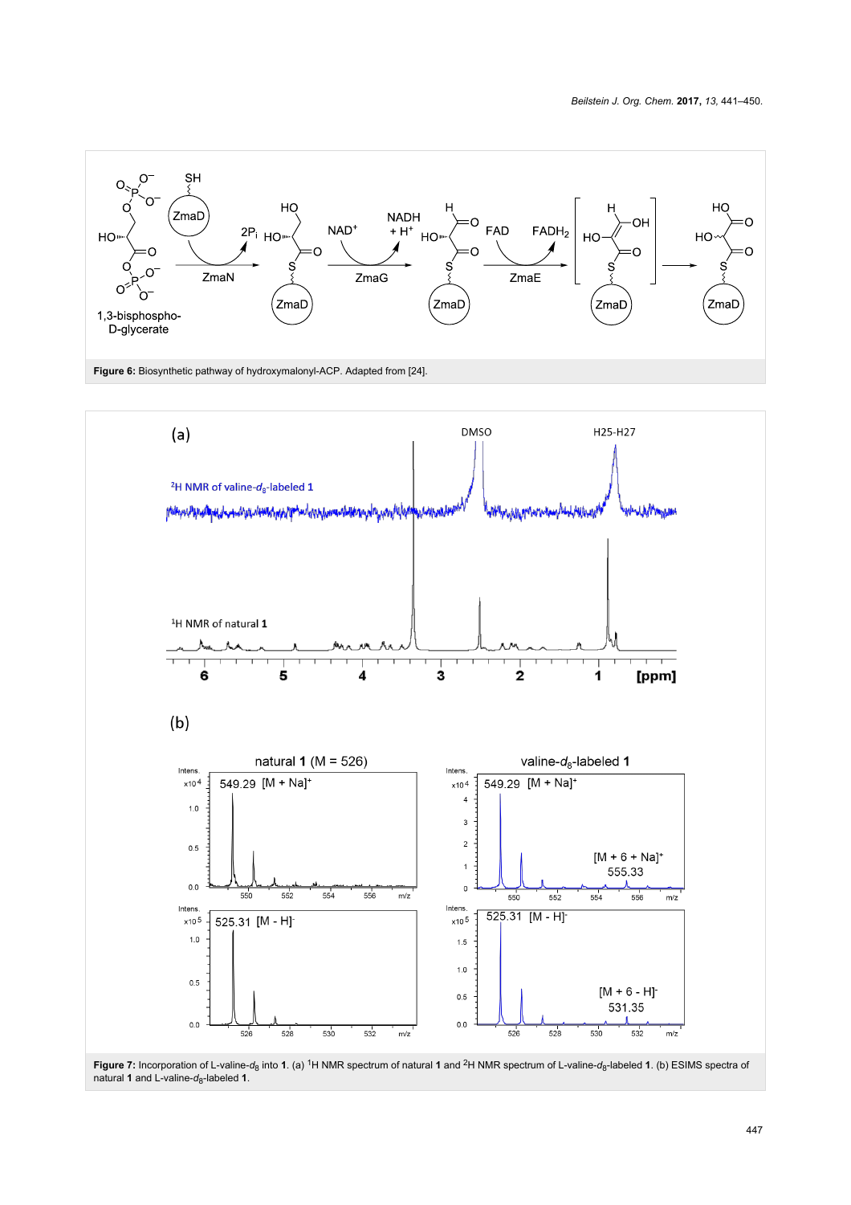**Figure 6:** Biosynthetic pathway of hydroxymalonyl-ACP. Adapted from [24].

**Figure 7:** Incorporation of L-valine-$d_8$ into **1**. (a) $^1$H NMR spectrum of natural **1** and $^2$H NMR spectrum of L-valine-$d_8$-labeled **1**. (b) ESIMS spectra of natural **1** and L-valine-$d_8$-labeled **1**.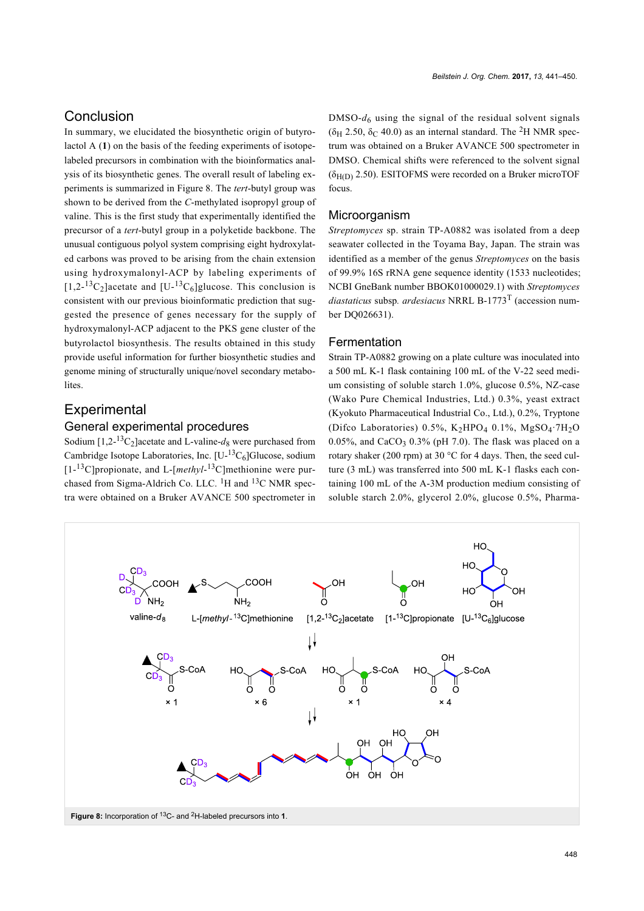## Conclusion

In summary, we elucidated the biosynthetic origin of butyrolactol A (**1**) on the basis of the feeding experiments of isotope-labeled precursors in combination with the bioinformatics analysis of its biosynthetic genes. The overall result of labeling experiments is summarized in Figure 8. The *tert*-butyl group was shown to be derived from the *C*-methylated isopropyl group of valine. This is the first study that experimentally identified the precursor of a *tert*-butyl group in a polyketide backbone. The unusual contiguous polyol system comprising eight hydroxylated carbons was proved to be arising from the chain extension using hydroxymalonyl-ACP by labeling experiments of [1,2-$^{13}C_2$]acetate and [U-$^{13}C_6$]glucose. This conclusion is consistent with our previous bioinformatic prediction that suggested the presence of genes necessary for the supply of hydroxymalonyl-ACP adjacent to the PKS gene cluster of the butyrolactol biosynthesis. The results obtained in this study provide useful information for further biosynthetic studies and genome mining of structurally unique/novel secondary metabolites.

## Experimental

### General experimental procedures

Sodium [1,2-$^{13}C_2$]acetate and L-valine-$d_8$ were purchased from Cambridge Isotope Laboratories, Inc. [U-$^{13}C_6$]Glucose, sodium [1-$^{13}$C]propionate, and L-[*methyl*-$^{13}$C]methionine were purchased from Sigma-Aldrich Co. LLC. $^1$H and $^{13}$C NMR spectra were obtained on a Bruker AVANCE 500 spectrometer in DMSO-$d_6$ using the signal of the residual solvent signals ($\delta_H$ 2.50, $\delta_C$ 40.0) as an internal standard. The $^2$H NMR spectrum was obtained on a Bruker AVANCE 500 spectrometer in DMSO. Chemical shifts were referenced to the solvent signal ($\delta_{H(D)}$ 2.50). ESITOFMS were recorded on a Bruker microTOF focus.

### Microorganism

*Streptomyces* sp. strain TP-A0882 was isolated from a deep seawater collected in the Toyama Bay, Japan. The strain was identified as a member of the genus *Streptomyces* on the basis of 99.9% 16S rRNA gene sequence identity (1533 nucleotides; NCBI GneBank number BBOK01000029.1) with *Streptomyces diastaticus* subsp. *ardesiacus* NRRL B-1773$^T$ (accession number DQ026631).

### Fermentation

Strain TP-A0882 growing on a plate culture was inoculated into a 500 mL K-1 flask containing 100 mL of the V-22 seed medium consisting of soluble starch 1.0%, glucose 0.5%, NZ-case (Wako Pure Chemical Industries, Ltd.) 0.3%, yeast extract (Kyokuto Pharmaceutical Industrial Co., Ltd.), 0.2%, Tryptone (Difco Laboratories) 0.5%, $K_2HPO_4$ 0.1%, $MgSO_4{\cdot}7H_2O$ 0.05%, and $CaCO_3$ 0.3% (pH 7.0). The flask was placed on a rotary shaker (200 rpm) at 30 °C for 4 days. Then, the seed culture (3 mL) was transferred into 500 mL K-1 flasks each containing 100 mL of the A-3M production medium consisting of soluble starch 2.0%, glycerol 2.0%, glucose 0.5%, Pharma-

**Figure 8:** Incorporation of $^{13}$C- and $^2$H-labeled precursors into **1**.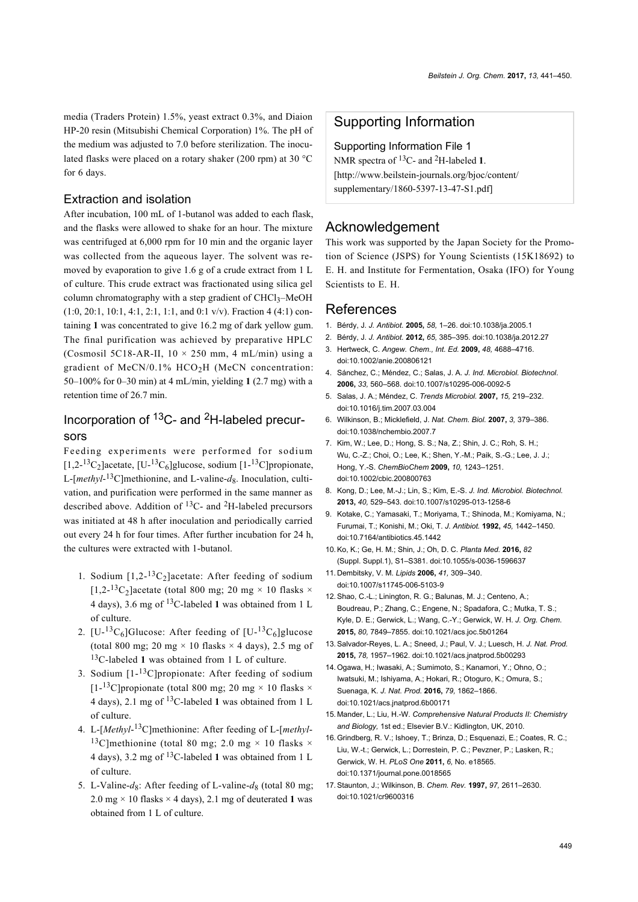media (Traders Protein) 1.5%, yeast extract 0.3%, and Diaion HP-20 resin (Mitsubishi Chemical Corporation) 1%. The pH of the medium was adjusted to 7.0 before sterilization. The inoculated flasks were placed on a rotary shaker (200 rpm) at 30 °C for 6 days.

### Extraction and isolation

After incubation, 100 mL of 1-butanol was added to each flask, and the flasks were allowed to shake for an hour. The mixture was centrifuged at 6,000 rpm for 10 min and the organic layer was collected from the aqueous layer. The solvent was removed by evaporation to give 1.6 g of a crude extract from 1 L of culture. This crude extract was fractionated using silica gel column chromatography with a step gradient of $CHCl_3$–MeOH (1:0, 20:1, 10:1, 4:1, 2:1, 1:1, and 0:1 v/v). Fraction 4 (4:1) containing **1** was concentrated to give 16.2 mg of dark yellow gum. The final purification was achieved by preparative HPLC (Cosmosil 5C18-AR-II, 10 × 250 mm, 4 mL/min) using a gradient of MeCN/0.1% $HCO_2H$ (MeCN concentration: 50–100% for 0–30 min) at 4 mL/min, yielding **1** (2.7 mg) with a retention time of 26.7 min.

### Incorporation of $^{13}C$- and $^{2}H$-labeled precursors

Feeding experiments were performed for sodium [1,2-$^{13}C_2$]acetate, [U-$^{13}C_6$]glucose, sodium [1-$^{13}C$]propionate, L-[*methyl*-$^{13}C$]methionine, and L-valine-$d_8$. Inoculation, cultivation, and purification were performed in the same manner as described above. Addition of $^{13}C$- and $^{2}H$-labeled precursors was initiated at 48 h after inoculation and periodically carried out every 24 h for four times. After further incubation for 24 h, the cultures were extracted with 1-butanol.

1. Sodium [1,2-$^{13}C_2$]acetate: After feeding of sodium [1,2-$^{13}C_2$]acetate (total 800 mg; 20 mg × 10 flasks × 4 days), 3.6 mg of $^{13}C$-labeled **1** was obtained from 1 L of culture.
2. [U-$^{13}C_6$]Glucose: After feeding of [U-$^{13}C_6$]glucose (total 800 mg; 20 mg × 10 flasks × 4 days), 2.5 mg of $^{13}C$-labeled **1** was obtained from 1 L of culture.
3. Sodium [1-$^{13}C$]propionate: After feeding of sodium [1-$^{13}C$]propionate (total 800 mg; 20 mg × 10 flasks × 4 days), 2.1 mg of $^{13}C$-labeled **1** was obtained from 1 L of culture.
4. L-[*Methyl*-$^{13}C$]methionine: After feeding of L-[*methyl*-$^{13}C$]methionine (total 80 mg; 2.0 mg × 10 flasks × 4 days), 3.2 mg of $^{13}C$-labeled **1** was obtained from 1 L of culture.
5. L-Valine-$d_8$: After feeding of L-valine-$d_8$ (total 80 mg; 2.0 mg × 10 flasks × 4 days), 2.1 mg of deuterated **1** was obtained from 1 L of culture.

## Supporting Information

Supporting Information File 1

NMR spectra of $^{13}C$- and $^{2}H$-labeled **1**.

[http://www.beilstein-journals.org/bjoc/content/supplementary/1860-5397-13-47-S1.pdf]

## Acknowledgement

This work was supported by the Japan Society for the Promotion of Science (JSPS) for Young Scientists (15K18692) to E. H. and Institute for Fermentation, Osaka (IFO) for Young Scientists to E. H.

## References

1. Bérdy, J. *J. Antibiot.* **2005,** *58,* 1–26. doi:10.1038/ja.2005.1
2. Bérdy, J. *J. Antibiot.* **2012,** *65,* 385–395. doi:10.1038/ja.2012.27
3. Hertweck, C. *Angew. Chem., Int. Ed.* **2009,** *48,* 4688–4716. doi:10.1002/anie.200806121
4. Sánchez, C.; Méndez, C.; Salas, J. A. *J. Ind. Microbiol. Biotechnol.* **2006,** *33,* 560–568. doi:10.1007/s10295-006-0092-5
5. Salas, J. A.; Méndez, C. *Trends Microbiol.* **2007,** *15,* 219–232. doi:10.1016/j.tim.2007.03.004
6. Wilkinson, B.; Micklefield, J. *Nat. Chem. Biol.* **2007,** *3,* 379–386. doi:10.1038/nchembio.2007.7
7. Kim, W.; Lee, D.; Hong, S. S.; Na, Z.; Shin, J. C.; Roh, S. H.; Wu, C.-Z.; Choi, O.; Lee, K.; Shen, Y.-M.; Paik, S.-G.; Lee, J. J.; Hong, Y.-S. *ChemBioChem* **2009,** *10,* 1243–1251. doi:10.1002/cbic.200800763
8. Kong, D.; Lee, M.-J.; Lin, S.; Kim, E.-S. *J. Ind. Microbiol. Biotechnol.* **2013,** *40,* 529–543. doi:10.1007/s10295-013-1258-6
9. Kotake, C.; Yamasaki, T.; Moriyama, T.; Shinoda, M.; Komiyama, N.; Furumai, T.; Konishi, M.; Oki, T. *J. Antibiot.* **1992,** *45,* 1442–1450. doi:10.7164/antibiotics.45.1442
10. Ko, K.; Ge, H. M.; Shin, J.; Oh, D. C. *Planta Med.* **2016,** *82* (Suppl. Suppl.1), S1–S381. doi:10.1055/s-0036-1596637
11. Dembitsky, V. M. *Lipids* **2006,** *41,* 309–340. doi:10.1007/s11745-006-5103-9
12. Shao, C.-L.; Linington, R. G.; Balunas, M. J.; Centeno, A.; Boudreau, P.; Zhang, C.; Engene, N.; Spadafora, C.; Mutka, T. S.; Kyle, D. E.; Gerwick, L.; Wang, C.-Y.; Gerwick, W. H. *J. Org. Chem.* **2015,** *80,* 7849–7855. doi:10.1021/acs.joc.5b01264
13. Salvador-Reyes, L. A.; Sneed, J.; Paul, V. J.; Luesch, H. *J. Nat. Prod.* **2015,** *78,* 1957–1962. doi:10.1021/acs.jnatprod.5b00293
14. Ogawa, H.; Iwasaki, A.; Sumimoto, S.; Kanamori, Y.; Ohno, O.; Iwatsuki, M.; Ishiyama, A.; Hokari, R.; Otoguro, K.; Omura, S.; Suenaga, K. *J. Nat. Prod.* **2016,** *79,* 1862–1866. doi:10.1021/acs.jnatprod.6b00171
15. Mander, L.; Liu, H.-W. *Comprehensive Natural Products II: Chemistry and Biology,* 1st ed.; Elsevier B.V.: Kidlington, UK, 2010.
16. Grindberg, R. V.; Ishoey, T.; Brinza, D.; Esquenazi, E.; Coates, R. C.; Liu, W.-t.; Gerwick, L.; Dorrestein, P. C.; Pevzner, P.; Lasken, R.; Gerwick, W. H. *PLoS One* **2011,** *6,* No. e18565. doi:10.1371/journal.pone.0018565
17. Staunton, J.; Wilkinson, B. *Chem. Rev.* **1997,** *97,* 2611–2630. doi:10.1021/cr9600316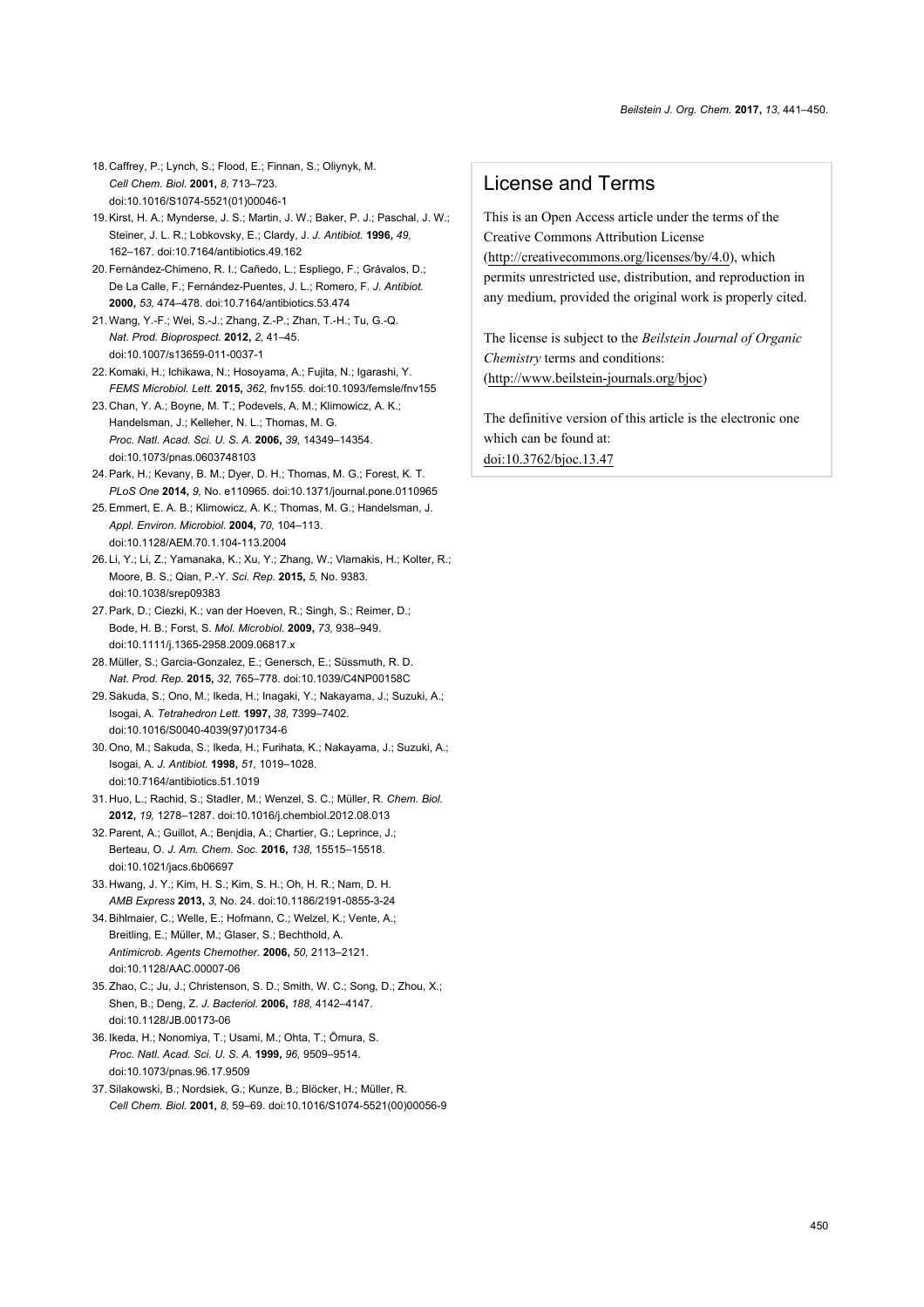18. Caffrey, P.; Lynch, S.; Flood, E.; Finnan, S.; Oliynyk, M. *Cell Chem. Biol.* **2001,** *8,* 713–723. doi:10.1016/S1074-5521(01)00046-1
19. Kirst, H. A.; Mynderse, J. S.; Martin, J. W.; Baker, P. J.; Paschal, J. W.; Steiner, J. L. R.; Lobkovsky, E.; Clardy, J. *J. Antibiot.* **1996,** *49,* 162–167. doi:10.7164/antibiotics.49.162
20. Fernández-Chimeno, R. I.; Cañedo, L.; Espliego, F.; Grávalos, D.; De La Calle, F.; Fernández-Puentes, J. L.; Romero, F. *J. Antibiot.* **2000,** *53,* 474–478. doi:10.7164/antibiotics.53.474
21. Wang, Y.-F.; Wei, S.-J.; Zhang, Z.-P.; Zhan, T.-H.; Tu, G.-Q. *Nat. Prod. Bioprospect.* **2012,** *2,* 41–45. doi:10.1007/s13659-011-0037-1
22. Komaki, H.; Ichikawa, N.; Hosoyama, A.; Fujita, N.; Igarashi, Y. *FEMS Microbiol. Lett.* **2015,** *362,* fnv155. doi:10.1093/femsle/fnv155
23. Chan, Y. A.; Boyne, M. T.; Podevels, A. M.; Klimowicz, A. K.; Handelsman, J.; Kelleher, N. L.; Thomas, M. G. *Proc. Natl. Acad. Sci. U. S. A.* **2006,** *39,* 14349–14354. doi:10.1073/pnas.0603748103
24. Park, H.; Kevany, B. M.; Dyer, D. H.; Thomas, M. G.; Forest, K. T. *PLoS One* **2014,** *9,* No. e110965. doi:10.1371/journal.pone.0110965
25. Emmert, E. A. B.; Klimowicz, A. K.; Thomas, M. G.; Handelsman, J. *Appl. Environ. Microbiol.* **2004,** *70,* 104–113. doi:10.1128/AEM.70.1.104-113.2004
26. Li, Y.; Li, Z.; Yamanaka, K.; Xu, Y.; Zhang, W.; Vlamakis, H.; Kolter, R.; Moore, B. S.; Qian, P.-Y. *Sci. Rep.* **2015,** *5,* No. 9383. doi:10.1038/srep09383
27. Park, D.; Ciezki, K.; van der Hoeven, R.; Singh, S.; Reimer, D.; Bode, H. B.; Forst, S. *Mol. Microbiol.* **2009,** *73,* 938–949. doi:10.1111/j.1365-2958.2009.06817.x
28. Müller, S.; Garcia-Gonzalez, E.; Genersch, E.; Süssmuth, R. D. *Nat. Prod. Rep.* **2015,** *32,* 765–778. doi:10.1039/C4NP00158C
29. Sakuda, S.; Ono, M.; Ikeda, H.; Inagaki, Y.; Nakayama, J.; Suzuki, A.; Isogai, A. *Tetrahedron Lett.* **1997,** *38,* 7399–7402. doi:10.1016/S0040-4039(97)01734-6
30. Ono, M.; Sakuda, S.; Ikeda, H.; Furihata, K.; Nakayama, J.; Suzuki, A.; Isogai, A. *J. Antibiot.* **1998,** *51,* 1019–1028. doi:10.7164/antibiotics.51.1019
31. Huo, L.; Rachid, S.; Stadler, M.; Wenzel, S. C.; Müller, R. *Chem. Biol.* **2012,** *19,* 1278–1287. doi:10.1016/j.chembiol.2012.08.013
32. Parent, A.; Guillot, A.; Benjdia, A.; Chartier, G.; Leprince, J.; Berteau, O. *J. Am. Chem. Soc.* **2016,** *138,* 15515–15518. doi:10.1021/jacs.6b06697
33. Hwang, J. Y.; Kim, H. S.; Kim, S. H.; Oh, H. R.; Nam, D. H. *AMB Express* **2013,** *3,* No. 24. doi:10.1186/2191-0855-3-24
34. Bihlmaier, C.; Welle, E.; Hofmann, C.; Welzel, K.; Vente, A.; Breitling, E.; Müller, M.; Glaser, S.; Bechthold, A. *Antimicrob. Agents Chemother.* **2006,** *50,* 2113–2121. doi:10.1128/AAC.00007-06
35. Zhao, C.; Ju, J.; Christenson, S. D.; Smith, W. C.; Song, D.; Zhou, X.; Shen, B.; Deng, Z. *J. Bacteriol.* **2006,** *188,* 4142–4147. doi:10.1128/JB.00173-06
36. Ikeda, H.; Nonomiya, T.; Usami, M.; Ohta, T.; Ōmura, S. *Proc. Natl. Acad. Sci. U. S. A.* **1999,** *96,* 9509–9514. doi:10.1073/pnas.96.17.9509
37. Silakowski, B.; Nordsiek, G.; Kunze, B.; Blöcker, H.; Müller, R. *Cell Chem. Biol.* **2001,** *8,* 59–69. doi:10.1016/S1074-5521(00)00056-9

## License and Terms

This is an Open Access article under the terms of the Creative Commons Attribution License (http://creativecommons.org/licenses/by/4.0), which permits unrestricted use, distribution, and reproduction in any medium, provided the original work is properly cited.

The license is subject to the *Beilstein Journal of Organic Chemistry* terms and conditions: (http://www.beilstein-journals.org/bjoc)

The definitive version of this article is the electronic one which can be found at: doi:10.3762/bjoc.13.47